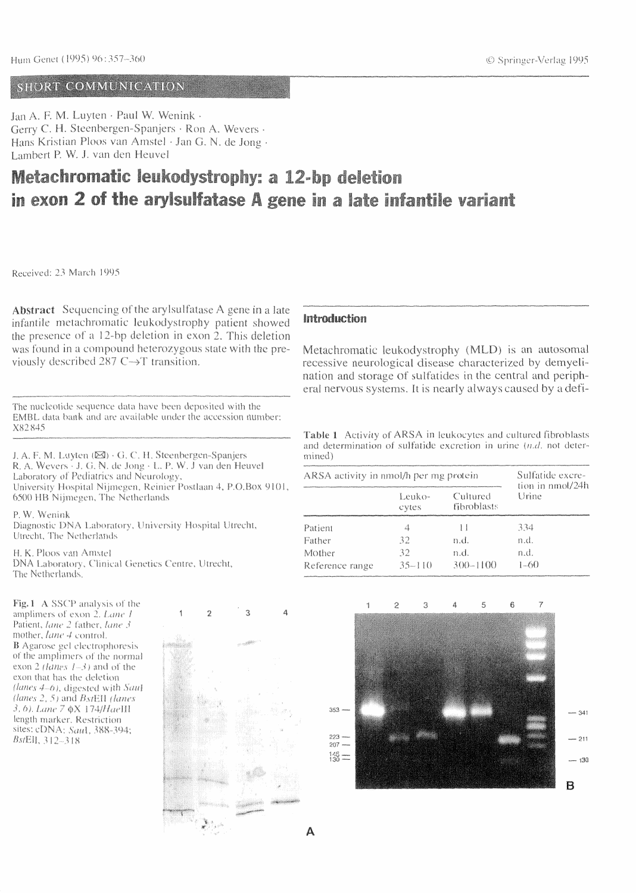SHORT COMMUNICATION

Jan A. F. M. Luyten · Paul W. Wenink · Gerry C. H. Steenbergen-Spanjers · Ron A. Wevers · Hans Kristian Ploos van Amstel · Jan G. N. de Jong · Lambert P. W. J. van den Heuvel

# Metachromatic leukodystrophy: a 12-bp deletion in exon 2 of the arylsulfatase A gene in a late infantile variant

Received: 23 March 1995

**Abstract** Sequencing of the arylsulfatase A gene in a late infantile metachromatic leukodystrophy patient showed the presence of a 12-bp deletion in exon 2. This deletion was found in a compound heterozygous state with the previously described 287 C→T transition.

The nucleotide sequence data have been deposited with the EMBL data bank and are available under the accession number: X82845

J. A. F. M. Luyten (✉) · G. C. H. Steenbergen-Spanjers
R. A. Wevers · J. G. N. de Jong · L. P. W. J van den Heuvel
Laboratory of Pediatrics and Neurology,
University Hospital Nijmegen, Reinier Postlaan 4, P.O.Box 9101,
6500 HB Nijmegen, The Netherlands

P. W. Wenink
Diagnostic DNA Laboratory, University Hospital Utrecht,
Utrecht, The Netherlands

H. K. Ploos van Amstel
DNA Laboratory, Clinical Genetics Centre, Utrecht,
The Netherlands.

## Introduction

Metachromatic leukodystrophy (MLD) is an autosomal recessive neurological disease characterized by demyelination and storage of sulfatides in the central and peripheral nervous systems. It is nearly always caused by a defi-

**Table 1** Activity of ARSA in leukocytes and cultured fibroblasts and determination of sulfatide excretion in urine (*n.d.* not determined)

| | ARSA activity in nmol/h per mg protein | | Sulfatide excretion in nmol/24h |
|---|---|---|---|
| | Leukocytes | Cultured fibroblasts | Urine |
| Patient | 4 | 11 | 334 |
| Father | 32 | n.d. | n.d. |
| Mother | 32 | n.d. | n.d. |
| Reference range | 35–110 | 300–1100 | 1–60 |

**Fig. 1** **A** SSCP analysis of the amplimers of exon 2. *Lane 1* Patient, *lane 2* father, *lane 3* mother, *lane 4* control. **B** Agarose gel electrophoresis of the amplimers of the normal exon 2 (*lanes 1–3*) and of the exon that has the deletion (*lanes 4–6*), digested with *Sau*I (*lanes 2, 5*) and *Bst*EII (*lanes 3, 6*). *Lane 7* ΦX 174/*Hae*III length marker. Restriction sites: cDNA: *Sau*I, 388–394; *Bst*EII, 312–318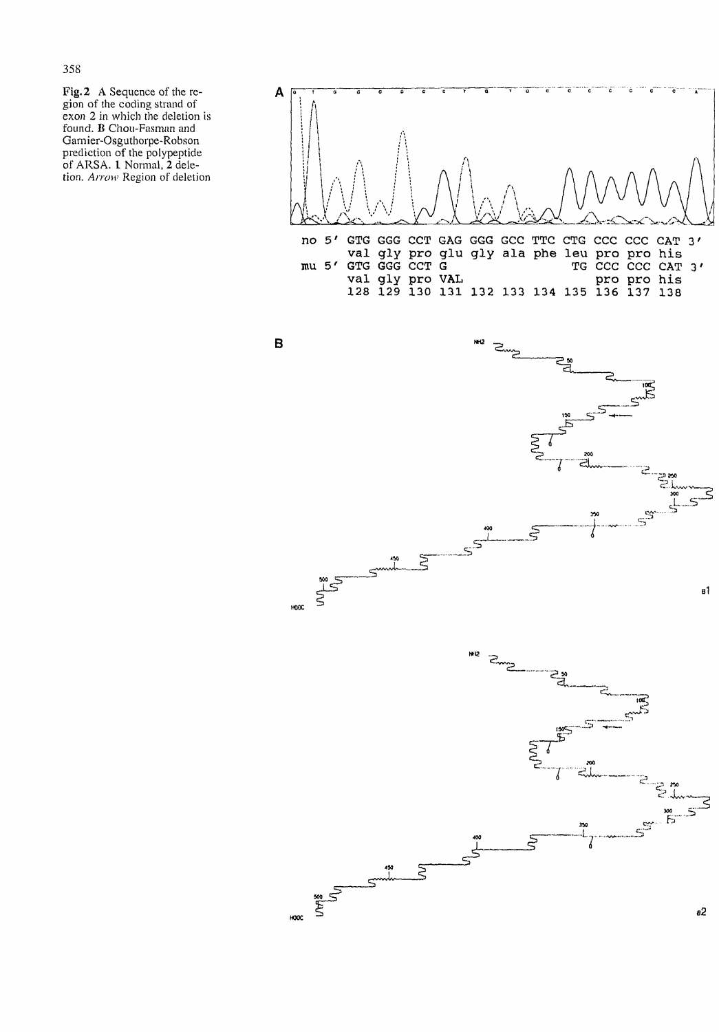**Fig. 2** A Sequence of the region of the coding strand of exon 2 in which the deletion is found. **B** Chou-Fasman and Garnier-Osguthorpe-Robson prediction of the polypeptide of ARSA. **1** Normal, **2** deletion. *Arrow* Region of deletion

```
no 5' GTG GGG CCT GAG GGG GCC TTC CTG CCC CCC CAT 3'
      val gly pro glu gly ala phe leu pro pro his
mu 5' GTG GGG CCT G                 TG CCC CCC CAT 3'
      val gly pro VAL                  pro pro his
      128 129 130 131 132 133 134 135 136 137 138
```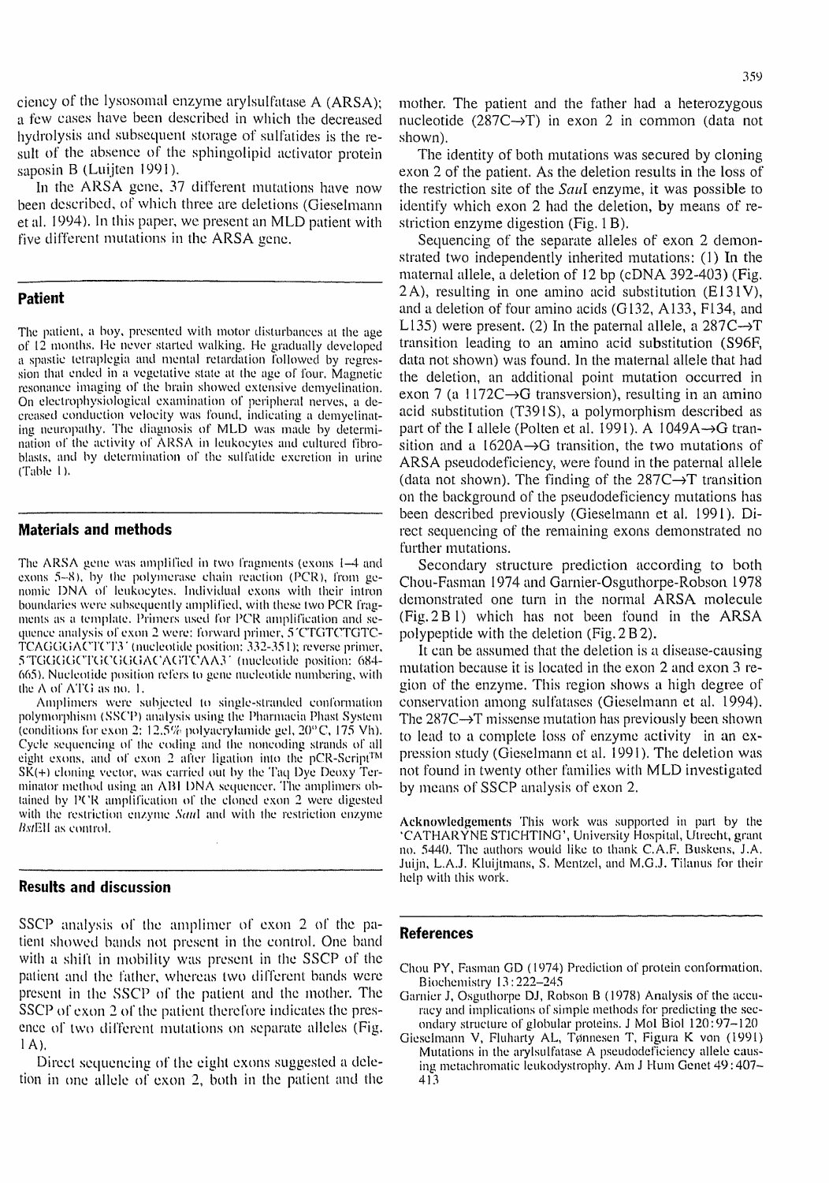ciency of the lysosomal enzyme arylsulfatase A (ARSA); a few cases have been described in which the decreased hydrolysis and subsequent storage of sulfatides is the result of the absence of the sphingolipid activator protein saposin B (Luijten 1991).

In the ARSA gene, 37 different mutations have now been described, of which three are deletions (Gieselmann et al. 1994). In this paper, we present an MLD patient with five different mutations in the ARSA gene.

## Patient

The patient, a boy, presented with motor disturbances at the age of 12 months. He never started walking. He gradually developed a spastic tetraplegia and mental retardation followed by regression that ended in a vegetative state at the age of four. Magnetic resonance imaging of the brain showed extensive demyelination. On electrophysiological examination of peripheral nerves, a decreased conduction velocity was found, indicating a demyelinating neuropathy. The diagnosis of MLD was made by determination of the activity of ARSA in leukocytes and cultured fibroblasts, and by determination of the sulfatide excretion in urine (Table 1).

## Materials and methods

The ARSA gene was amplified in two fragments (exons 1–4 and exons 5–8), by the polymerase chain reaction (PCR), from genomic DNA of leukocytes. Individual exons with their intron boundaries were subsequently amplified, with these two PCR fragments as a template. Primers used for PCR amplification and sequence analysis of exon 2 were: forward primer, 5′CTGTCTGTCTCAGGGACTCT3′ (nucleotide position: 332-351); reverse primer, 5′TGGGGCTGCGGGACAGTCAA3′ (nucleotide position: 684-665). Nucleotide position refers to gene nucleotide numbering, with the A of ATG as no. 1.

Amplimers were subjected to single-stranded conformation polymorphism (SSCP) analysis using the Pharmacia Phast System (conditions for exon 2: 12.5% polyacrylamide gel, 20°C, 175 Vh). Cycle sequencing of the coding and the noncoding strands of all eight exons, and of exon 2 after ligation into the pCR-Script™ SK(+) cloning vector, was carried out by the Taq Dye Deoxy Terminator method using an ABI DNA sequencer. The amplimers obtained by PCR amplification of the cloned exon 2 were digested with the restriction enzyme *SauI* and with the restriction enzyme *BstEII* as control.

## Results and discussion

SSCP analysis of the amplimer of exon 2 of the patient showed bands not present in the control. One band with a shift in mobility was present in the SSCP of the patient and the father, whereas two different bands were present in the SSCP of the patient and the mother. The SSCP of exon 2 of the patient therefore indicates the presence of two different mutations on separate alleles (Fig. 1A).

Direct sequencing of the eight exons suggested a deletion in one allele of exon 2, both in the patient and the mother. The patient and the father had a heterozygous nucleotide (287C→T) in exon 2 in common (data not shown).

The identity of both mutations was secured by cloning exon 2 of the patient. As the deletion results in the loss of the restriction site of the *SauI* enzyme, it was possible to identify which exon 2 had the deletion, by means of restriction enzyme digestion (Fig. 1B).

Sequencing of the separate alleles of exon 2 demonstrated two independently inherited mutations: (1) In the maternal allele, a deletion of 12 bp (cDNA 392-403) (Fig. 2A), resulting in one amino acid substitution (E131V), and a deletion of four amino acids (G132, A133, F134, and L135) were present. (2) In the paternal allele, a 287C→T transition leading to an amino acid substitution (S96F, data not shown) was found. In the maternal allele that had the deletion, an additional point mutation occurred in exon 7 (a 1172C→G transversion), resulting in an amino acid substitution (T391S), a polymorphism described as part of the I allele (Polten et al. 1991). A 1049A→G transition and a 1620A→G transition, the two mutations of ARSA pseudodeficiency, were found in the paternal allele (data not shown). The finding of the 287C→T transition on the background of the pseudodeficiency mutations has been described previously (Gieselmann et al. 1991). Direct sequencing of the remaining exons demonstrated no further mutations.

Secondary structure prediction according to both Chou-Fasman 1974 and Garnier-Osguthorpe-Robson 1978 demonstrated one turn in the normal ARSA molecule (Fig. 2 B 1) which has not been found in the ARSA polypeptide with the deletion (Fig. 2 B 2).

It can be assumed that the deletion is a disease-causing mutation because it is located in the exon 2 and exon 3 region of the enzyme. This region shows a high degree of conservation among sulfatases (Gieselmann et al. 1994). The 287C→T missense mutation has previously been shown to lead to a complete loss of enzyme activity in an expression study (Gieselmann et al. 1991). The deletion was not found in twenty other families with MLD investigated by means of SSCP analysis of exon 2.

**Acknowledgements** This work was supported in part by the 'CATHARYNE STICHTING', University Hospital, Utrecht, grant no. 5440. The authors would like to thank C.A.F. Buskens, J.A. Juijn, L.A.J. Kluijtmans, S. Mentzel, and M.G.J. Tilanus for their help with this work.

## References

Chou PY, Fasman GD (1974) Prediction of protein conformation. Biochemistry 13:222–245

Garnier J, Osguthorpe DJ, Robson B (1978) Analysis of the accuracy and implications of simple methods for predicting the secondary structure of globular proteins. J Mol Biol 120:97–120

Gieselmann V, Fluharty AL, Tønnesen T, Figura K von (1991) Mutations in the arylsulfatase A pseudodeficiency allele causing metachromatic leukodystrophy. Am J Hum Genet 49:407–413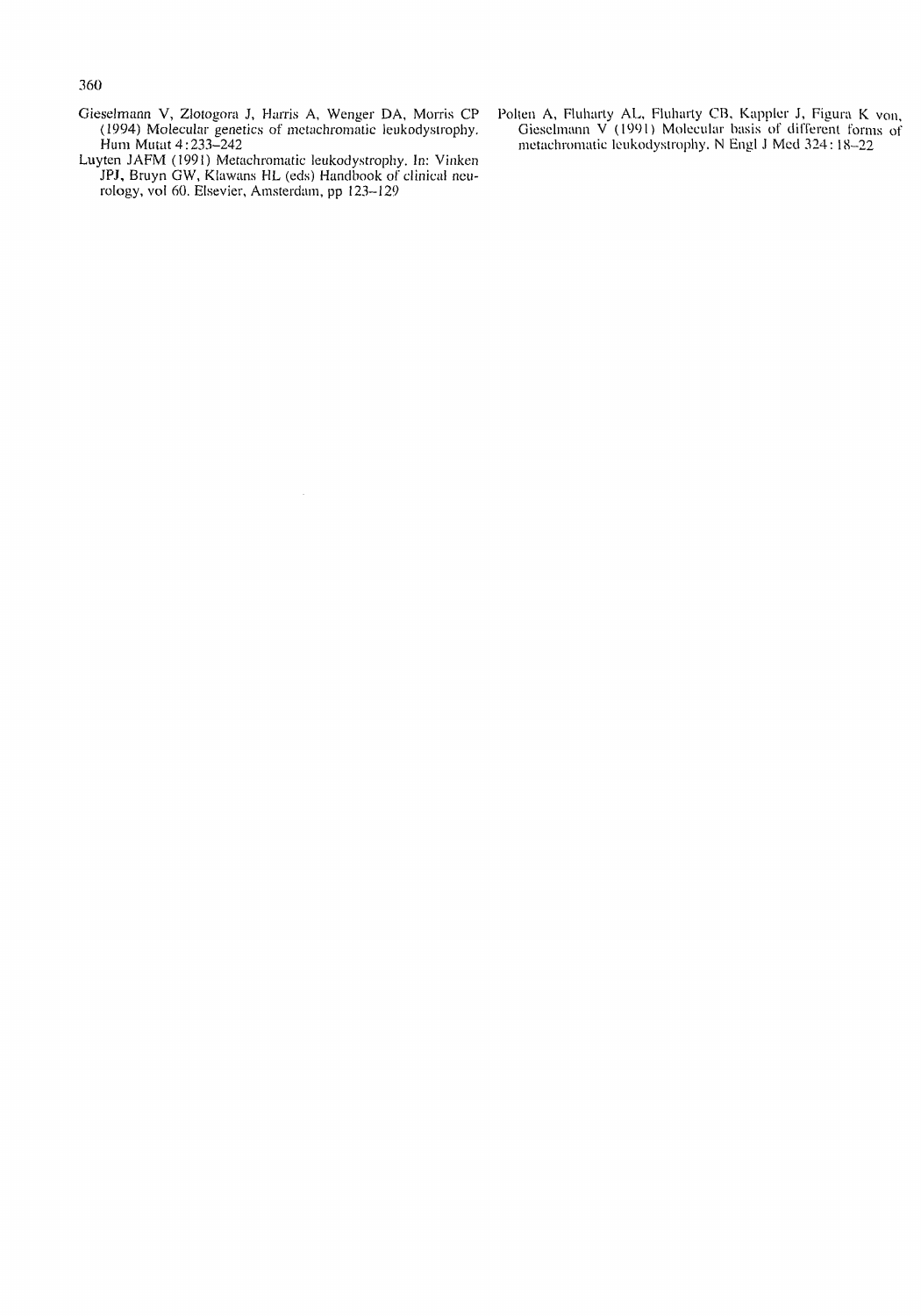Gieselmann V, Zlotogora J, Harris A, Wenger DA, Morris CP (1994) Molecular genetics of metachromatic leukodystrophy. Hum Mutat 4:233–242

Luyten JAFM (1991) Metachromatic leukodystrophy. In: Vinken JPJ, Bruyn GW, Klawans HL (eds) Handbook of clinical neurology, vol 60. Elsevier, Amsterdam, pp 123–129

Polten A, Fluharty AL, Fluharty CB, Kappler J, Figura K von, Gieselmann V (1991) Molecular basis of different forms of metachromatic leukodystrophy. N Engl J Med 324:18–22